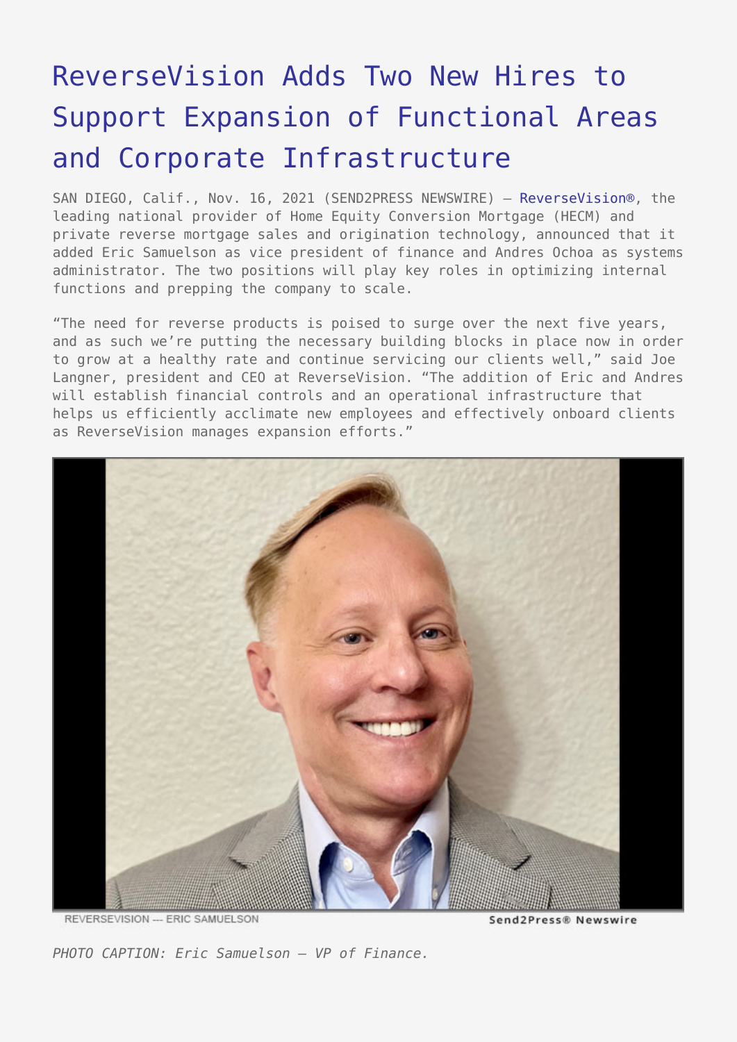# ReverseVision Adds Two New Hires to Support Expansion of Functional Areas and Corporate Infrastructure

SAN DIEGO, Calif., Nov. 16, 2021 (SEND2PRESS NEWSWIRE) — ReverseVision®, the leading national provider of Home Equity Conversion Mortgage (HECM) and private reverse mortgage sales and origination technology, announced that it added Eric Samuelson as vice president of finance and Andres Ochoa as systems administrator. The two positions will play key roles in optimizing internal functions and prepping the company to scale.

"The need for reverse products is poised to surge over the next five years, and as such we're putting the necessary building blocks in place now in order to grow at a healthy rate and continue servicing our clients well," said Joe Langner, president and CEO at ReverseVision. "The addition of Eric and Andres will establish financial controls and an operational infrastructure that helps us efficiently acclimate new employees and effectively onboard clients as ReverseVision manages expansion efforts."

REVERSEVISION --- ERIC SAMUELSON    Send2Press® Newswire

*PHOTO CAPTION: Eric Samuelson – VP of Finance.*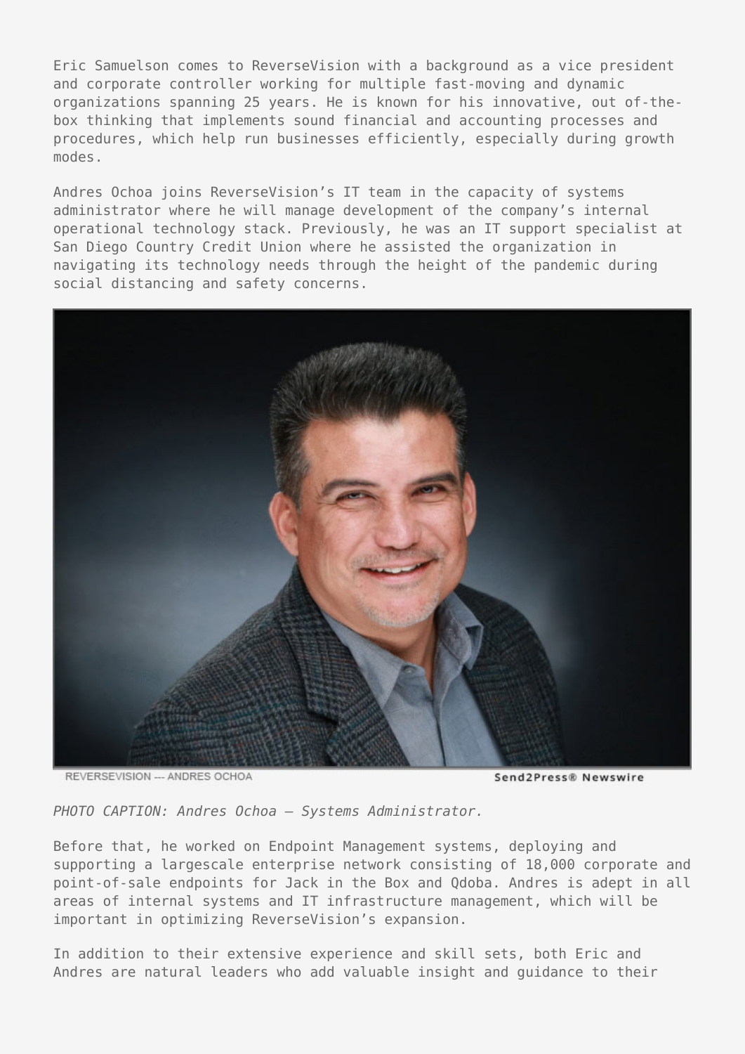Eric Samuelson comes to ReverseVision with a background as a vice president and corporate controller working for multiple fast-moving and dynamic organizations spanning 25 years. He is known for his innovative, out of-the-box thinking that implements sound financial and accounting processes and procedures, which help run businesses efficiently, especially during growth modes.

Andres Ochoa joins ReverseVision's IT team in the capacity of systems administrator where he will manage development of the company's internal operational technology stack. Previously, he was an IT support specialist at San Diego Country Credit Union where he assisted the organization in navigating its technology needs through the height of the pandemic during social distancing and safety concerns.

*PHOTO CAPTION: Andres Ochoa – Systems Administrator.*

Before that, he worked on Endpoint Management systems, deploying and supporting a largescale enterprise network consisting of 18,000 corporate and point-of-sale endpoints for Jack in the Box and Qdoba. Andres is adept in all areas of internal systems and IT infrastructure management, which will be important in optimizing ReverseVision's expansion.

In addition to their extensive experience and skill sets, both Eric and Andres are natural leaders who add valuable insight and guidance to their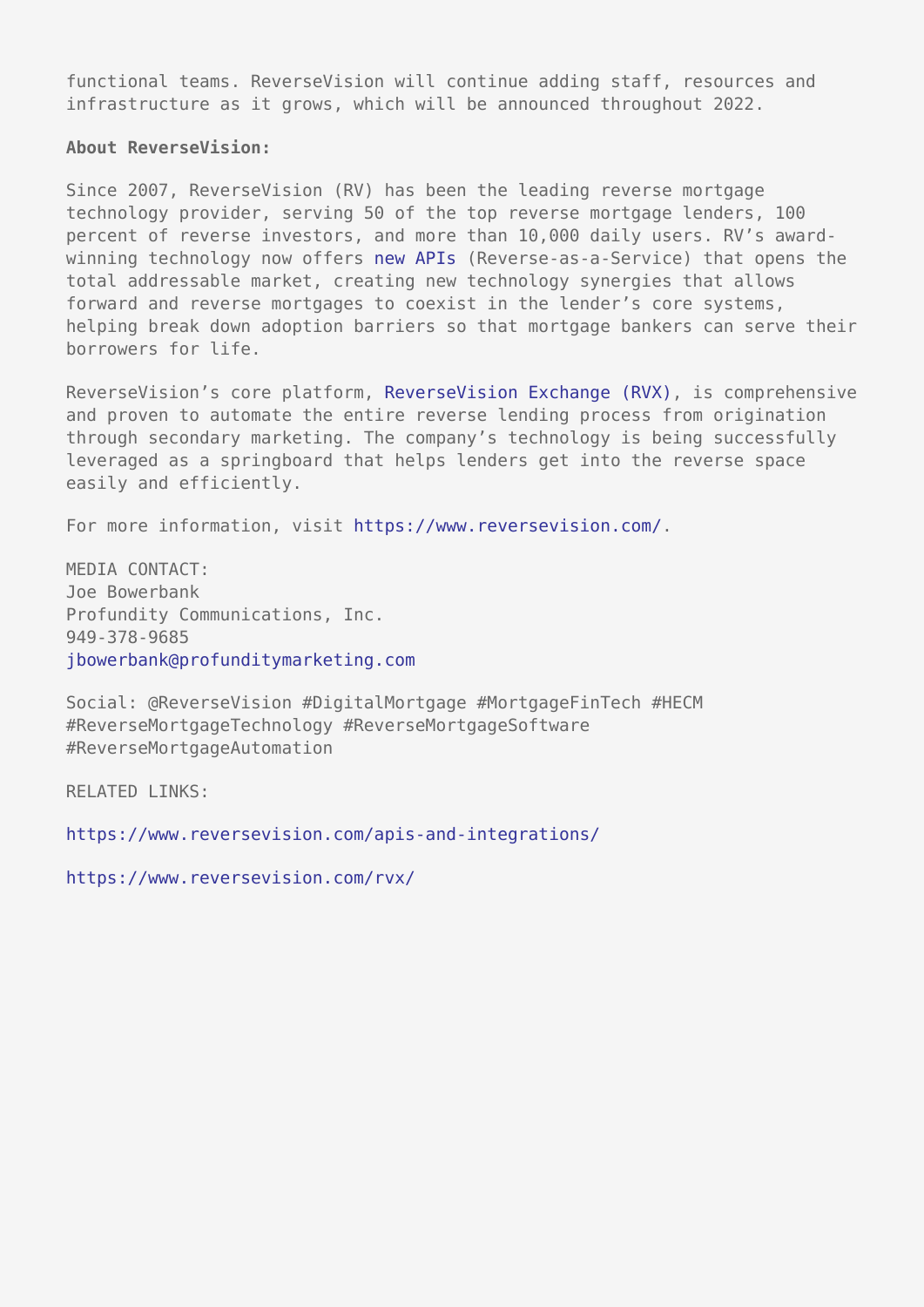functional teams. ReverseVision will continue adding staff, resources and infrastructure as it grows, which will be announced throughout 2022.

**About ReverseVision:**

Since 2007, ReverseVision (RV) has been the leading reverse mortgage technology provider, serving 50 of the top reverse mortgage lenders, 100 percent of reverse investors, and more than 10,000 daily users. RV's award-winning technology now offers new APIs (Reverse-as-a-Service) that opens the total addressable market, creating new technology synergies that allows forward and reverse mortgages to coexist in the lender's core systems, helping break down adoption barriers so that mortgage bankers can serve their borrowers for life.

ReverseVision's core platform, ReverseVision Exchange (RVX), is comprehensive and proven to automate the entire reverse lending process from origination through secondary marketing. The company's technology is being successfully leveraged as a springboard that helps lenders get into the reverse space easily and efficiently.

For more information, visit https://www.reversevision.com/.

MEDIA CONTACT:
Joe Bowerbank
Profundity Communications, Inc.
949-378-9685
jbowerbank@profunditymarketing.com

Social: @ReverseVision #DigitalMortgage #MortgageFinTech #HECM #ReverseMortgageTechnology #ReverseMortgageSoftware #ReverseMortgageAutomation

RELATED LINKS:

https://www.reversevision.com/apis-and-integrations/

https://www.reversevision.com/rvx/